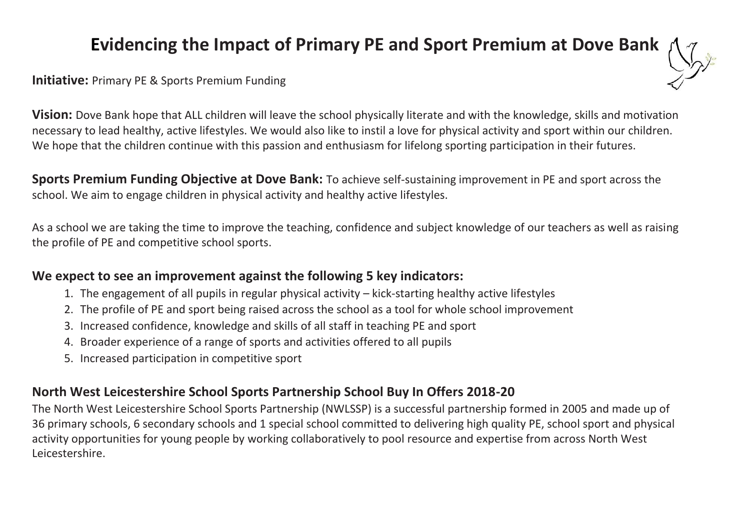# Evidencing the Impact of Primary PE and Sport Premium at Dove Bank

**Initiative:** Primary PE & Sports Premium Funding

**Vision:** Dove Bank hope that ALL children will leave the school physically literate and with the knowledge, skills and motivation necessary to lead healthy, active lifestyles. We would also like to instil a love for physical activity and sport within our children. We hope that the children continue with this passion and enthusiasm for lifelong sporting participation in their futures.

**Sports Premium Funding Objective at Dove Bank:** To achieve self-sustaining improvement in PE and sport across the school. We aim to engage children in physical activity and healthy active lifestyles.

As a school we are taking the time to improve the teaching, confidence and subject knowledge of our teachers as well as raising the profile of PE and competitive school sports.

### We expect to see an improvement against the following 5 key indicators:

1. The engagement of all pupils in regular physical activity – kick-starting healthy active lifestyles
2. The profile of PE and sport being raised across the school as a tool for whole school improvement
3. Increased confidence, knowledge and skills of all staff in teaching PE and sport
4. Broader experience of a range of sports and activities offered to all pupils
5. Increased participation in competitive sport

### North West Leicestershire School Sports Partnership School Buy In Offers 2018-20

The North West Leicestershire School Sports Partnership (NWLSSP) is a successful partnership formed in 2005 and made up of 36 primary schools, 6 secondary schools and 1 special school committed to delivering high quality PE, school sport and physical activity opportunities for young people by working collaboratively to pool resource and expertise from across North West Leicestershire.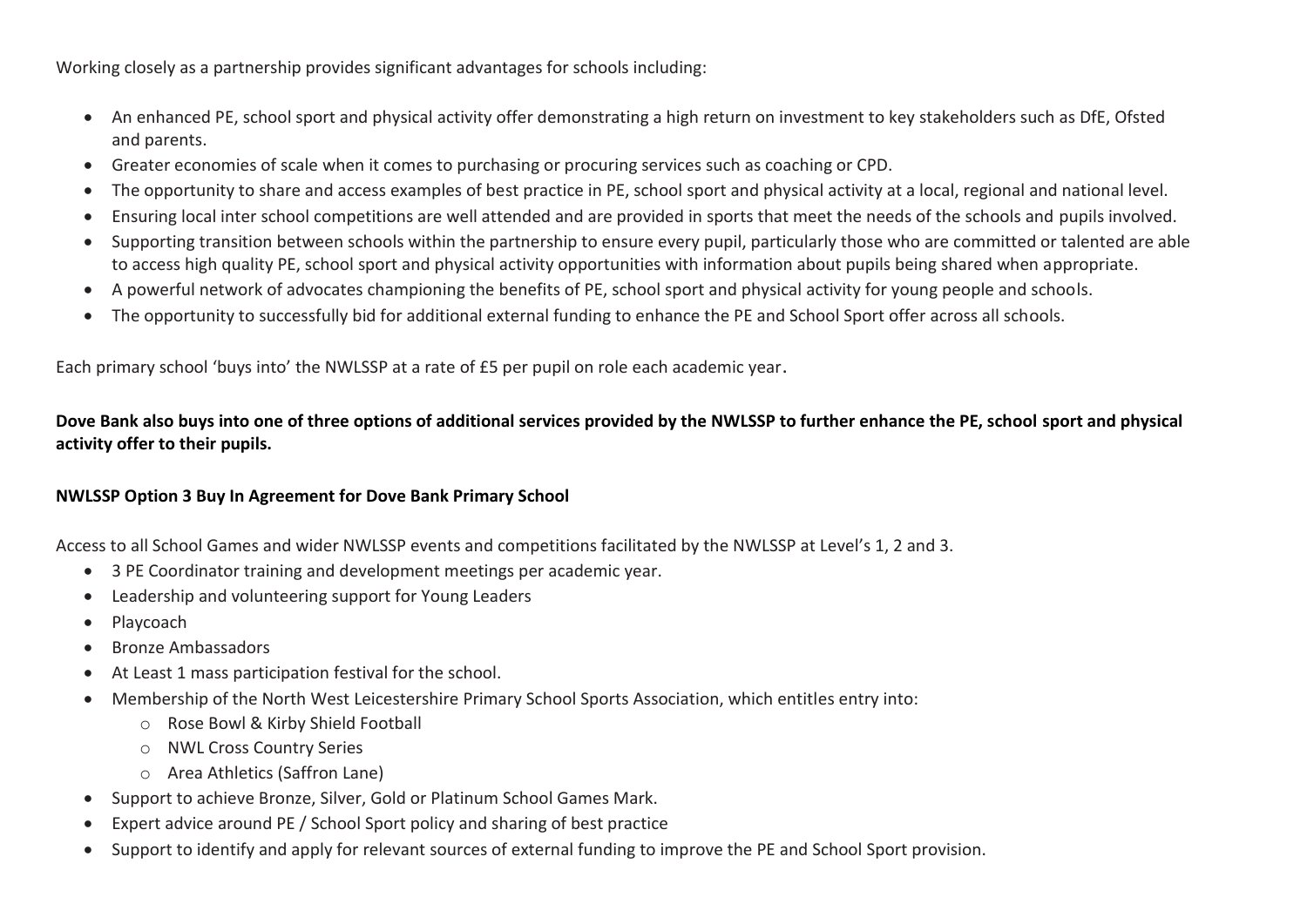Working closely as a partnership provides significant advantages for schools including:

- An enhanced PE, school sport and physical activity offer demonstrating a high return on investment to key stakeholders such as DfE, Ofsted and parents.
- Greater economies of scale when it comes to purchasing or procuring services such as coaching or CPD.
- The opportunity to share and access examples of best practice in PE, school sport and physical activity at a local, regional and national level.
- Ensuring local inter school competitions are well attended and are provided in sports that meet the needs of the schools and pupils involved.
- Supporting transition between schools within the partnership to ensure every pupil, particularly those who are committed or talented are able to access high quality PE, school sport and physical activity opportunities with information about pupils being shared when appropriate.
- A powerful network of advocates championing the benefits of PE, school sport and physical activity for young people and schools.
- The opportunity to successfully bid for additional external funding to enhance the PE and School Sport offer across all schools.

Each primary school 'buys into' the NWLSSP at a rate of £5 per pupil on role each academic year.

**Dove Bank also buys into one of three options of additional services provided by the NWLSSP to further enhance the PE, school sport and physical activity offer to their pupils.**

**NWLSSP Option 3 Buy In Agreement for Dove Bank Primary School**

Access to all School Games and wider NWLSSP events and competitions facilitated by the NWLSSP at Level's 1, 2 and 3.

- 3 PE Coordinator training and development meetings per academic year.
- Leadership and volunteering support for Young Leaders
- Playcoach
- Bronze Ambassadors
- At Least 1 mass participation festival for the school.
- Membership of the North West Leicestershire Primary School Sports Association, which entitles entry into:
  - Rose Bowl & Kirby Shield Football
  - NWL Cross Country Series
  - Area Athletics (Saffron Lane)
- Support to achieve Bronze, Silver, Gold or Platinum School Games Mark.
- Expert advice around PE / School Sport policy and sharing of best practice
- Support to identify and apply for relevant sources of external funding to improve the PE and School Sport provision.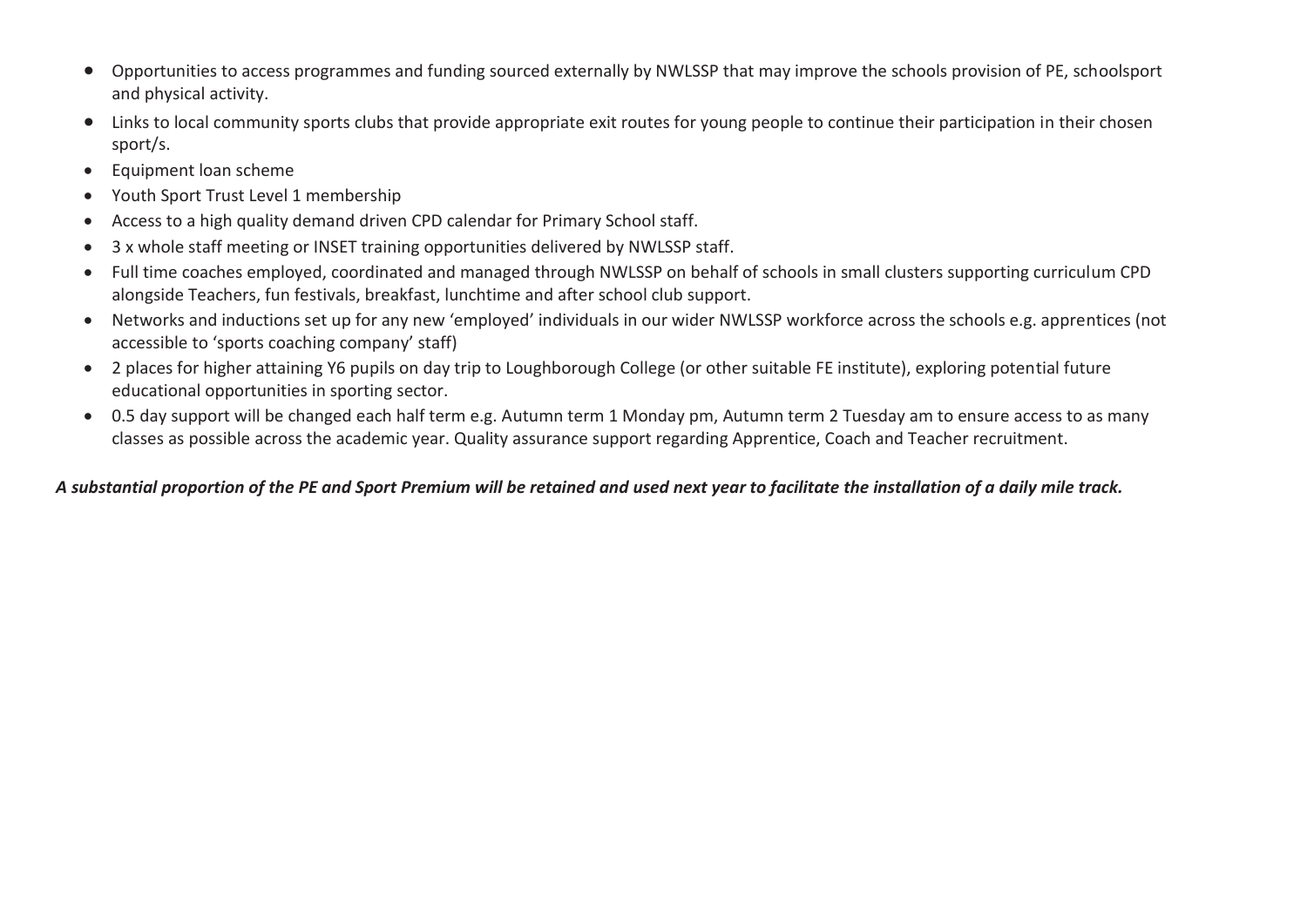- Opportunities to access programmes and funding sourced externally by NWLSSP that may improve the schools provision of PE, schoolsport and physical activity.
- Links to local community sports clubs that provide appropriate exit routes for young people to continue their participation in their chosen sport/s.
- Equipment loan scheme
- Youth Sport Trust Level 1 membership
- Access to a high quality demand driven CPD calendar for Primary School staff.
- 3 x whole staff meeting or INSET training opportunities delivered by NWLSSP staff.
- Full time coaches employed, coordinated and managed through NWLSSP on behalf of schools in small clusters supporting curriculum CPD alongside Teachers, fun festivals, breakfast, lunchtime and after school club support.
- Networks and inductions set up for any new 'employed' individuals in our wider NWLSSP workforce across the schools e.g. apprentices (not accessible to 'sports coaching company' staff)
- 2 places for higher attaining Y6 pupils on day trip to Loughborough College (or other suitable FE institute), exploring potential future educational opportunities in sporting sector.
- 0.5 day support will be changed each half term e.g. Autumn term 1 Monday pm, Autumn term 2 Tuesday am to ensure access to as many classes as possible across the academic year. Quality assurance support regarding Apprentice, Coach and Teacher recruitment.

***A substantial proportion of the PE and Sport Premium will be retained and used next year to facilitate the installation of a daily mile track.***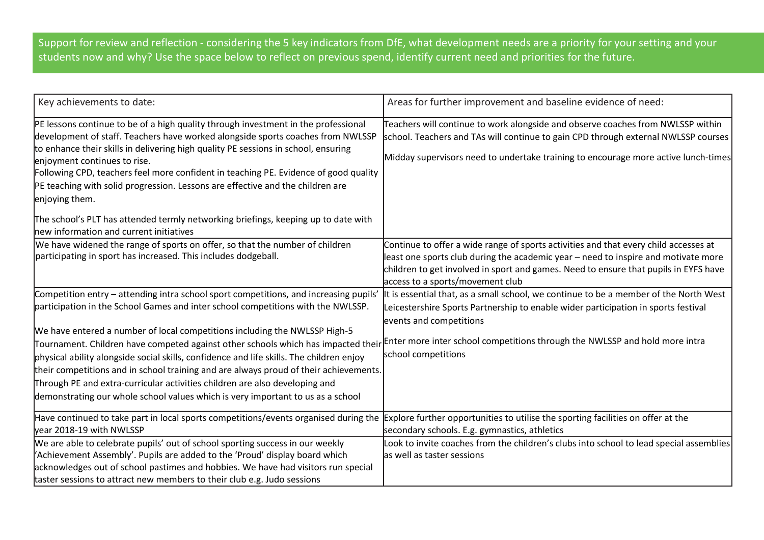Support for review and reflection - considering the 5 key indicators from DfE, what development needs are a priority for your setting and your students now and why? Use the space below to reflect on previous spend, identify current need and priorities for the future.

| Key achievements to date: | Areas for further improvement and baseline evidence of need: |
|---|---|
| PE lessons continue to be of a high quality through investment in the professional development of staff. Teachers have worked alongside sports coaches from NWLSSP to enhance their skills in delivering high quality PE sessions in school, ensuring enjoyment continues to rise.<br>Following CPD, teachers feel more confident in teaching PE. Evidence of good quality PE teaching with solid progression. Lessons are effective and the children are enjoying them.<br><br>The school's PLT has attended termly networking briefings, keeping up to date with new information and current initiatives | Teachers will continue to work alongside and observe coaches from NWLSSP within school. Teachers and TAs will continue to gain CPD through external NWLSSP courses<br><br>Midday supervisors need to undertake training to encourage more active lunch-times |
| We have widened the range of sports on offer, so that the number of children participating in sport has increased. This includes dodgeball. | Continue to offer a wide range of sports activities and that every child accesses at least one sports club during the academic year – need to inspire and motivate more children to get involved in sport and games. Need to ensure that pupils in EYFS have access to a sports/movement club |
| Competition entry – attending intra school sport competitions, and increasing pupils' participation in the School Games and inter school competitions with the NWLSSP.<br><br>We have entered a number of local competitions including the NWLSSP High-5 Tournament. Children have competed against other schools which has impacted their physical ability alongside social skills, confidence and life skills. The children enjoy their competitions and in school training and are always proud of their achievements. Through PE and extra-curricular activities children are also developing and demonstrating our whole school values which is very important to us as a school | It is essential that, as a small school, we continue to be a member of the North West Leicestershire Sports Partnership to enable wider participation in sports festival events and competitions<br><br>Enter more inter school competitions through the NWLSSP and hold more intra school competitions |
| Have continued to take part in local sports competitions/events organised during the year 2018-19 with NWLSSP | Explore further opportunities to utilise the sporting facilities on offer at the secondary schools. E.g. gymnastics, athletics |
| We are able to celebrate pupils' out of school sporting success in our weekly 'Achievement Assembly'. Pupils are added to the 'Proud' display board which acknowledges out of school pastimes and hobbies. We have had visitors run special taster sessions to attract new members to their club e.g. Judo sessions | Look to invite coaches from the children's clubs into school to lead special assemblies as well as taster sessions |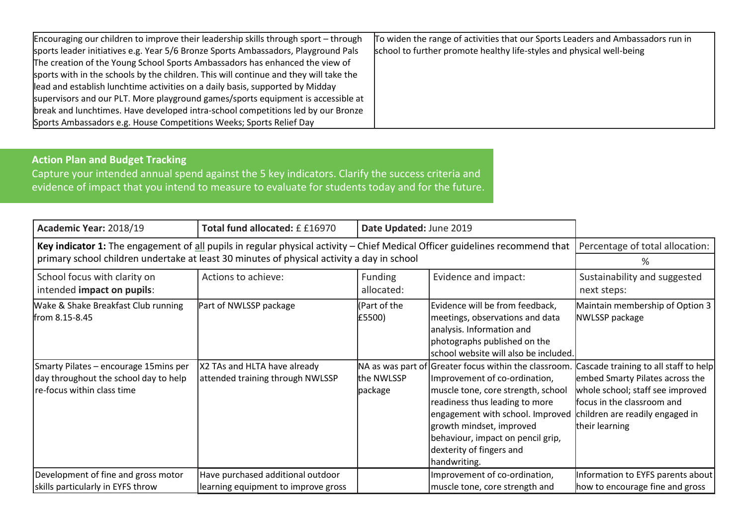| Encouraging our children to improve their leadership skills through sport – through sports leader initiatives e.g. Year 5/6 Bronze Sports Ambassadors, Playground Pals The creation of the Young School Sports Ambassadors has enhanced the view of sports with in the schools by the children. This will continue and they will take the lead and establish lunchtime activities on a daily basis, supported by Midday supervisors and our PLT. More playground games/sports equipment is accessible at break and lunchtimes. Have developed intra-school competitions led by our Bronze Sports Ambassadors e.g. House Competitions Weeks; Sports Relief Day | To widen the range of activities that our Sports Leaders and Ambassadors run in school to further promote healthy life-styles and physical well-being |
|---|---|

## Action Plan and Budget Tracking

Capture your intended annual spend against the 5 key indicators. Clarify the success criteria and evidence of impact that you intend to measure to evaluate for students today and for the future.

| **Academic Year:** 2018/19 | **Total fund allocated:** £ £16970 | **Date Updated:** June 2019 | | |
|---|---|---|---|---|
| **Key indicator 1:** The engagement of all pupils in regular physical activity – Chief Medical Officer guidelines recommend that primary school children undertake at least 30 minutes of physical activity a day in school | | | | Percentage of total allocation: % |
| School focus with clarity on intended **impact on pupils**: | Actions to achieve: | Funding allocated: | Evidence and impact: | Sustainability and suggested next steps: |
| Wake & Shake Breakfast Club running from 8.15-8.45 | Part of NWLSSP package | (Part of the £5500) | Evidence will be from feedback, meetings, observations and data analysis. Information and photographs published on the school website will also be included. | Maintain membership of Option 3 NWLSSP package |
| Smarty Pilates – encourage 15mins per day throughout the school day to help re-focus within class time | X2 TAs and HLTA have already attended training through NWLSSP | NA as was part of the NWLSSP package | Greater focus within the classroom. Improvement of co-ordination, muscle tone, core strength, school readiness thus leading to more engagement with school. Improved growth mindset, improved behaviour, impact on pencil grip, dexterity of fingers and handwriting. | Cascade training to all staff to help embed Smarty Pilates across the whole school; staff see improved focus in the classroom and children are readily engaged in their learning |
| Development of fine and gross motor skills particularly in EYFS throw | Have purchased additional outdoor learning equipment to improve gross | | Improvement of co-ordination, muscle tone, core strength and | Information to EYFS parents about how to encourage fine and gross |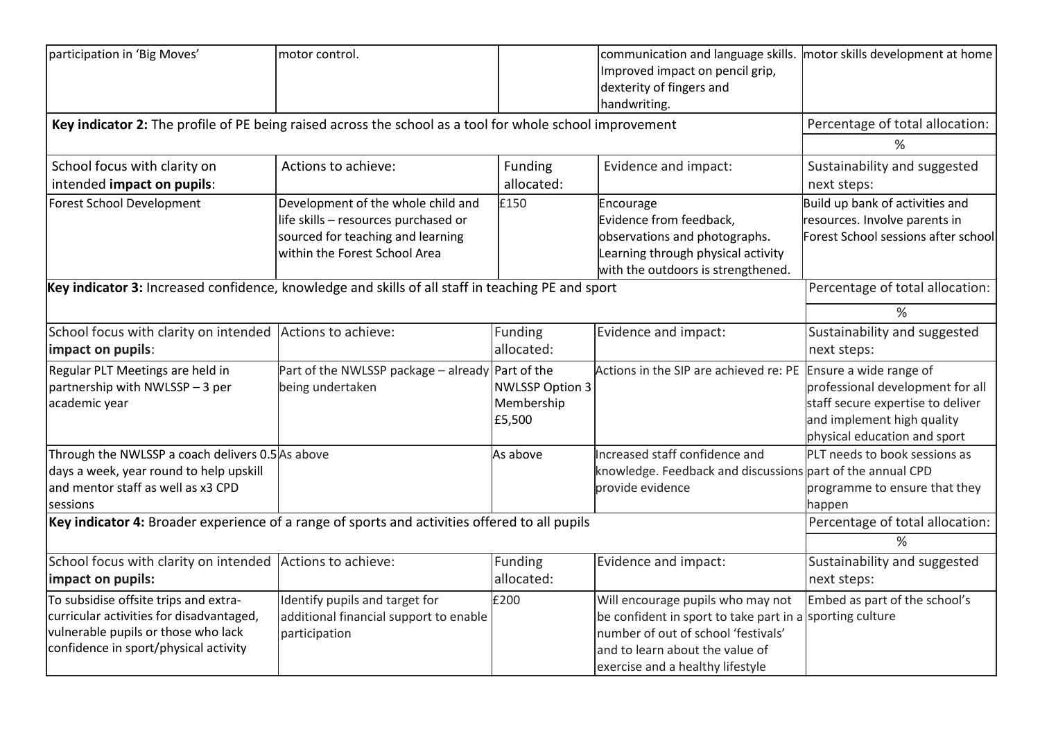| participation in 'Big Moves' | motor control. | | communication and language skills. Improved impact on pencil grip, dexterity of fingers and handwriting. | motor skills development at home |
|---|---|---|---|---|

| **Key indicator 2:** The profile of PE being raised across the school as a tool for whole school improvement | | | | Percentage of total allocation: |
|---|---|---|---|---|
| | | | | % |
| School focus with clarity on intended **impact on pupils**: | Actions to achieve: | Funding allocated: | Evidence and impact: | Sustainability and suggested next steps: |
| Forest School Development | Development of the whole child and life skills – resources purchased or sourced for teaching and learning within the Forest School Area | £150 | Encourage Evidence from feedback, observations and photographs. Learning through physical activity with the outdoors is strengthened. | Build up bank of activities and resources. Involve parents in Forest School sessions after school |

| **Key indicator 3:** Increased confidence, knowledge and skills of all staff in teaching PE and sport | | | | Percentage of total allocation: |
|---|---|---|---|---|
| | | | | % |
| School focus with clarity on intended **impact on pupils**: | Actions to achieve: | Funding allocated: | Evidence and impact: | Sustainability and suggested next steps: |
| Regular PLT Meetings are held in partnership with NWLSSP – 3 per academic year | Part of the NWLSSP package – already being undertaken | Part of the NWLSSP Option 3 Membership £5,500 | Actions in the SIP are achieved re: PE | Ensure a wide range of professional development for all staff secure expertise to deliver and implement high quality physical education and sport |
| Through the NWLSSP a coach delivers 0.5 days a week, year round to help upskill and mentor staff as well as x3 CPD sessions | As above | As above | Increased staff confidence and knowledge. Feedback and discussions provide evidence | PLT needs to book sessions as part of the annual CPD programme to ensure that they happen |

| **Key indicator 4:** Broader experience of a range of sports and activities offered to all pupils | | | | Percentage of total allocation: |
|---|---|---|---|---|
| | | | | % |
| School focus with clarity on intended **impact on pupils:** | Actions to achieve: | Funding allocated: | Evidence and impact: | Sustainability and suggested next steps: |
| To subsidise offsite trips and extra-curricular activities for disadvantaged, vulnerable pupils or those who lack confidence in sport/physical activity | Identify pupils and target for additional financial support to enable participation | £200 | Will encourage pupils who may not be confident in sport to take part in a number of out of school 'festivals' and to learn about the value of exercise and a healthy lifestyle | Embed as part of the school's sporting culture |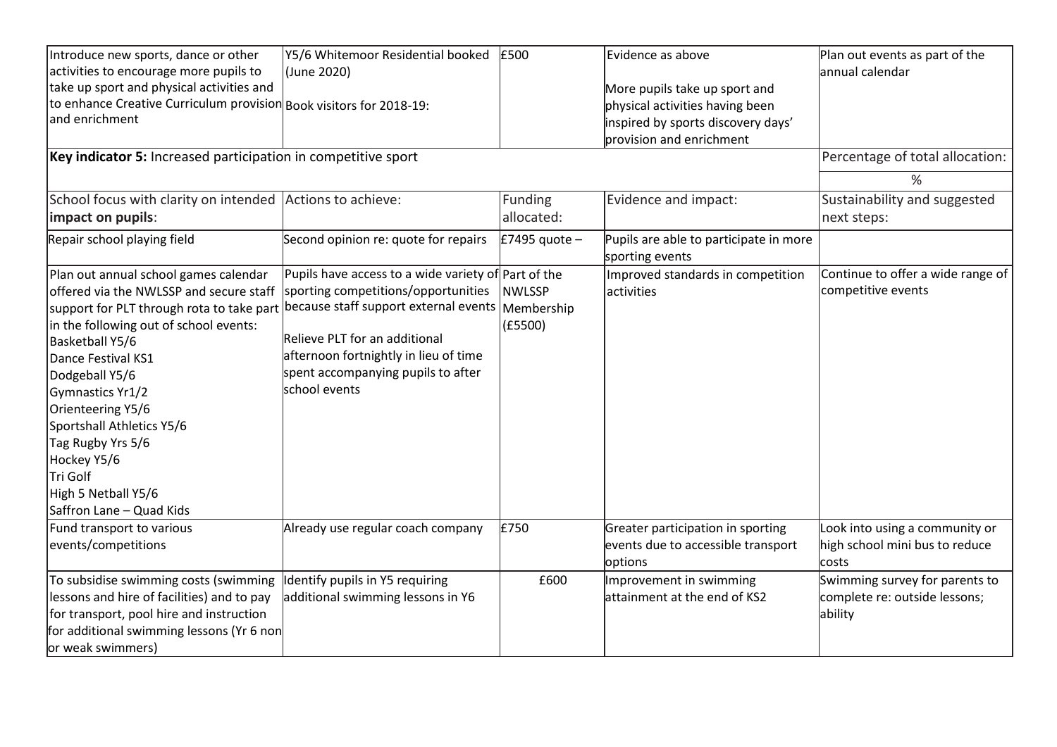| | | | | |
|---|---|---|---|---|
| Introduce new sports, dance or other activities to encourage more pupils to take up sport and physical activities and to enhance Creative Curriculum provision and enrichment | Y5/6 Whitemoor Residential booked (June 2020)<br><br>Book visitors for 2018-19: | £500 | Evidence as above<br><br>More pupils take up sport and physical activities having been inspired by sports discovery days' provision and enrichment | Plan out events as part of the annual calendar |
| **Key indicator 5:** Increased participation in competitive sport | | | | Percentage of total allocation: |
| | | | | % |
| School focus with clarity on intended **impact on pupils**: | Actions to achieve: | Funding allocated: | Evidence and impact: | Sustainability and suggested next steps: |
| Repair school playing field | Second opinion re: quote for repairs | £7495 quote – | Pupils are able to participate in more sporting events | |
| Plan out annual school games calendar offered via the NWLSSP and secure staff support for PLT through rota to take part in the following out of school events:<br>Basketball Y5/6<br>Dance Festival KS1<br>Dodgeball Y5/6<br>Gymnastics Yr1/2<br>Orienteering Y5/6<br>Sportshall Athletics Y5/6<br>Tag Rugby Yrs 5/6<br>Hockey Y5/6<br>Tri Golf<br>High 5 Netball Y5/6<br>Saffron Lane – Quad Kids | Pupils have access to a wide variety of sporting competitions/opportunities because staff support external events<br><br>Relieve PLT for an additional afternoon fortnightly in lieu of time spent accompanying pupils to after school events | Part of the NWLSSP Membership (£5500) | Improved standards in competition activities | Continue to offer a wide range of competitive events |
| Fund transport to various events/competitions | Already use regular coach company | £750 | Greater participation in sporting events due to accessible transport options | Look into using a community or high school mini bus to reduce costs |
| To subsidise swimming costs (swimming lessons and hire of facilities) and to pay for transport, pool hire and instruction for additional swimming lessons (Yr 6 non or weak swimmers) | Identify pupils in Y5 requiring additional swimming lessons in Y6 | £600 | Improvement in swimming attainment at the end of KS2 | Swimming survey for parents to complete re: outside lessons; ability |